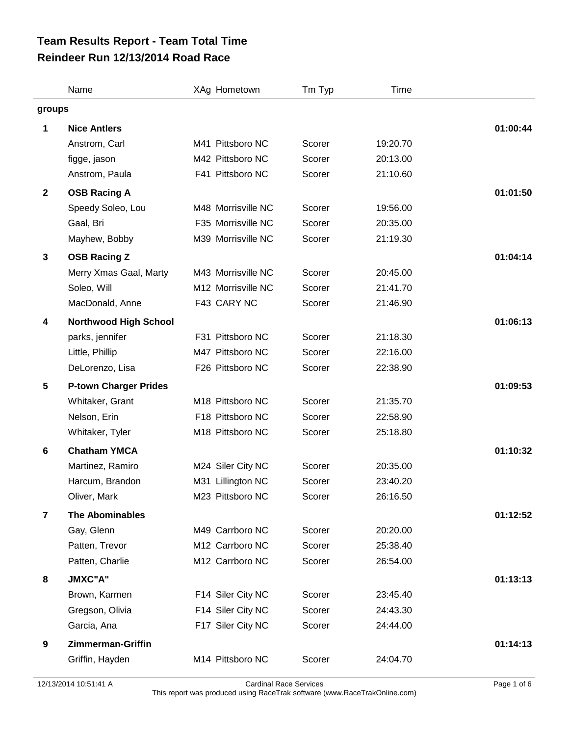# Team Results Report - Team Total Time
## Reindeer Run 12/13/2014 Road Race

| | Name | XAg | Hometown | Tm Typ | Time | |
|---|---|---|---|---|---|---|
| **groups** | | | | | | |
| **1** | **Nice Antlers** | | | | | **01:00:44** |
| | Anstrom, Carl | M41 | Pittsboro NC | Scorer | 19:20.70 | |
| | figge, jason | M42 | Pittsboro NC | Scorer | 20:13.00 | |
| | Anstrom, Paula | F41 | Pittsboro NC | Scorer | 21:10.60 | |
| **2** | **OSB Racing A** | | | | | **01:01:50** |
| | Speedy Soleo, Lou | M48 | Morrisville NC | Scorer | 19:56.00 | |
| | Gaal, Bri | F35 | Morrisville NC | Scorer | 20:35.00 | |
| | Mayhew, Bobby | M39 | Morrisville NC | Scorer | 21:19.30 | |
| **3** | **OSB Racing Z** | | | | | **01:04:14** |
| | Merry Xmas Gaal, Marty | M43 | Morrisville NC | Scorer | 20:45.00 | |
| | Soleo, Will | M12 | Morrisville NC | Scorer | 21:41.70 | |
| | MacDonald, Anne | F43 | CARY NC | Scorer | 21:46.90 | |
| **4** | **Northwood High School** | | | | | **01:06:13** |
| | parks, jennifer | F31 | Pittsboro NC | Scorer | 21:18.30 | |
| | Little, Phillip | M47 | Pittsboro NC | Scorer | 22:16.00 | |
| | DeLorenzo, Lisa | F26 | Pittsboro NC | Scorer | 22:38.90 | |
| **5** | **P-town Charger Prides** | | | | | **01:09:53** |
| | Whitaker, Grant | M18 | Pittsboro NC | Scorer | 21:35.70 | |
| | Nelson, Erin | F18 | Pittsboro NC | Scorer | 22:58.90 | |
| | Whitaker, Tyler | M18 | Pittsboro NC | Scorer | 25:18.80 | |
| **6** | **Chatham YMCA** | | | | | **01:10:32** |
| | Martinez, Ramiro | M24 | Siler City NC | Scorer | 20:35.00 | |
| | Harcum, Brandon | M31 | Lillington NC | Scorer | 23:40.20 | |
| | Oliver, Mark | M23 | Pittsboro NC | Scorer | 26:16.50 | |
| **7** | **The Abominables** | | | | | **01:12:52** |
| | Gay, Glenn | M49 | Carrboro NC | Scorer | 20:20.00 | |
| | Patten, Trevor | M12 | Carrboro NC | Scorer | 25:38.40 | |
| | Patten, Charlie | M12 | Carrboro NC | Scorer | 26:54.00 | |
| **8** | **JMXC"A"** | | | | | **01:13:13** |
| | Brown, Karmen | F14 | Siler City NC | Scorer | 23:45.40 | |
| | Gregson, Olivia | F14 | Siler City NC | Scorer | 24:43.30 | |
| | Garcia, Ana | F17 | Siler City NC | Scorer | 24:44.00 | |
| **9** | **Zimmerman-Griffin** | | | | | **01:14:13** |
| | Griffin, Hayden | M14 | Pittsboro NC | Scorer | 24:04.70 | |

12/13/2014 10:51:41 A — Cardinal Race Services

This report was produced using RaceTrak software (www.RaceTrakOnline.com)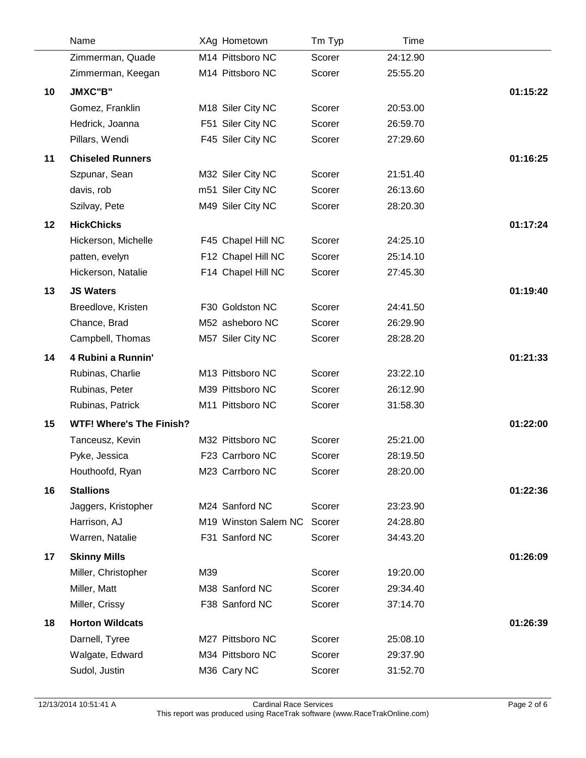| | Name | XAg | Hometown | Tm Typ | Time | |
|---|---|---|---|---|---|---|
| | Zimmerman, Quade | M14 | Pittsboro NC | Scorer | 24:12.90 | |
| | Zimmerman, Keegan | M14 | Pittsboro NC | Scorer | 25:55.20 | |
| **10** | **JMXC"B"** | | | | | **01:15:22** |
| | Gomez, Franklin | M18 | Siler City NC | Scorer | 20:53.00 | |
| | Hedrick, Joanna | F51 | Siler City NC | Scorer | 26:59.70 | |
| | Pillars, Wendi | F45 | Siler City NC | Scorer | 27:29.60 | |
| **11** | **Chiseled Runners** | | | | | **01:16:25** |
| | Szpunar, Sean | M32 | Siler City NC | Scorer | 21:51.40 | |
| | davis, rob | m51 | Siler City NC | Scorer | 26:13.60 | |
| | Szilvay, Pete | M49 | Siler City NC | Scorer | 28:20.30 | |
| **12** | **HickChicks** | | | | | **01:17:24** |
| | Hickerson, Michelle | F45 | Chapel Hill NC | Scorer | 24:25.10 | |
| | patten, evelyn | F12 | Chapel Hill NC | Scorer | 25:14.10 | |
| | Hickerson, Natalie | F14 | Chapel Hill NC | Scorer | 27:45.30 | |
| **13** | **JS Waters** | | | | | **01:19:40** |
| | Breedlove, Kristen | F30 | Goldston NC | Scorer | 24:41.50 | |
| | Chance, Brad | M52 | asheboro NC | Scorer | 26:29.90 | |
| | Campbell, Thomas | M57 | Siler City NC | Scorer | 28:28.20 | |
| **14** | **4 Rubini a Runnin'** | | | | | **01:21:33** |
| | Rubinas, Charlie | M13 | Pittsboro NC | Scorer | 23:22.10 | |
| | Rubinas, Peter | M39 | Pittsboro NC | Scorer | 26:12.90 | |
| | Rubinas, Patrick | M11 | Pittsboro NC | Scorer | 31:58.30 | |
| **15** | **WTF! Where's The Finish?** | | | | | **01:22:00** |
| | Tanceusz, Kevin | M32 | Pittsboro NC | Scorer | 25:21.00 | |
| | Pyke, Jessica | F23 | Carrboro NC | Scorer | 28:19.50 | |
| | Houthoofd, Ryan | M23 | Carrboro NC | Scorer | 28:20.00 | |
| **16** | **Stallions** | | | | | **01:22:36** |
| | Jaggers, Kristopher | M24 | Sanford NC | Scorer | 23:23.90 | |
| | Harrison, AJ | M19 | Winston Salem NC | Scorer | 24:28.80 | |
| | Warren, Natalie | F31 | Sanford NC | Scorer | 34:43.20 | |
| **17** | **Skinny Mills** | | | | | **01:26:09** |
| | Miller, Christopher | M39 | | Scorer | 19:20.00 | |
| | Miller, Matt | M38 | Sanford NC | Scorer | 29:34.40 | |
| | Miller, Crissy | F38 | Sanford NC | Scorer | 37:14.70 | |
| **18** | **Horton Wildcats** | | | | | **01:26:39** |
| | Darnell, Tyree | M27 | Pittsboro NC | Scorer | 25:08.10 | |
| | Walgate, Edward | M34 | Pittsboro NC | Scorer | 29:37.90 | |
| | Sudol, Justin | M36 | Cary NC | Scorer | 31:52.70 | |

12/13/2014 10:51:41 A — Cardinal Race Services — This report was produced using RaceTrak software (www.RaceTrakOnline.com)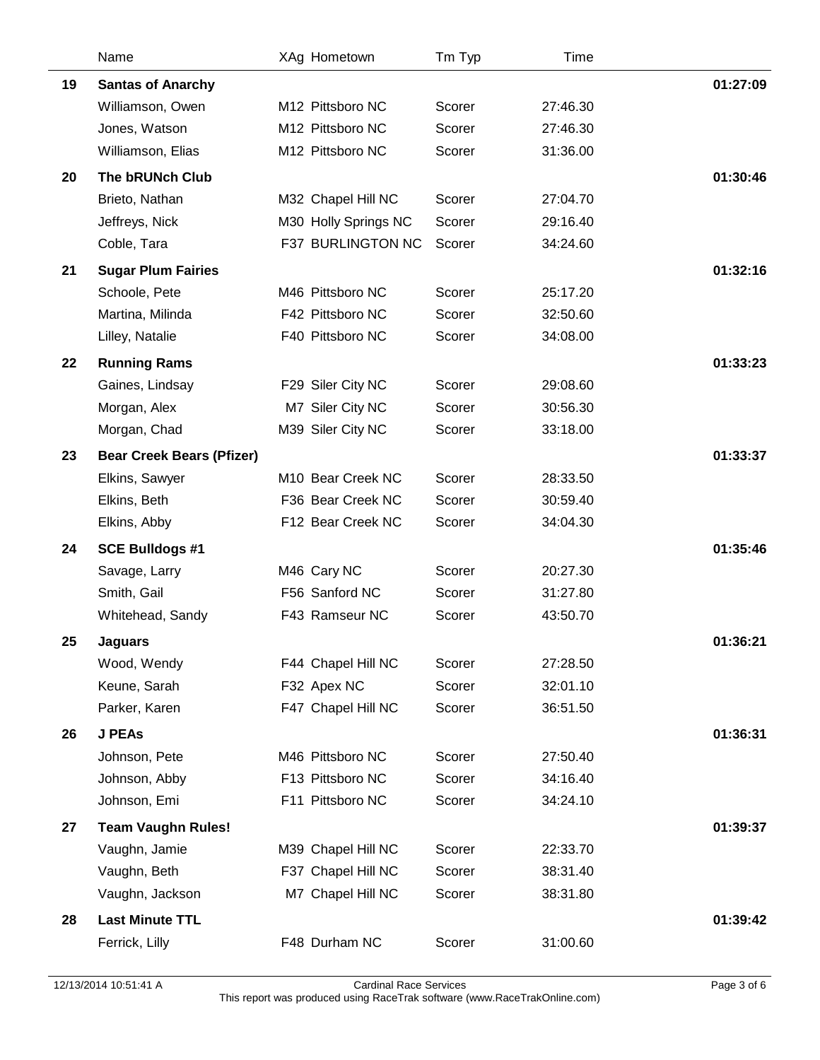| | Name | XAg | Hometown | Tm Typ | Time | |
|---|---|---|---|---|---|---|
| 19 | **Santas of Anarchy** | | | | | **01:27:09** |
| | Williamson, Owen | M12 | Pittsboro NC | Scorer | 27:46.30 | |
| | Jones, Watson | M12 | Pittsboro NC | Scorer | 27:46.30 | |
| | Williamson, Elias | M12 | Pittsboro NC | Scorer | 31:36.00 | |
| 20 | **The bRUNch Club** | | | | | **01:30:46** |
| | Brieto, Nathan | M32 | Chapel Hill NC | Scorer | 27:04.70 | |
| | Jeffreys, Nick | M30 | Holly Springs NC | Scorer | 29:16.40 | |
| | Coble, Tara | F37 | BURLINGTON NC | Scorer | 34:24.60 | |
| 21 | **Sugar Plum Fairies** | | | | | **01:32:16** |
| | Schoole, Pete | M46 | Pittsboro NC | Scorer | 25:17.20 | |
| | Martina, Milinda | F42 | Pittsboro NC | Scorer | 32:50.60 | |
| | Lilley, Natalie | F40 | Pittsboro NC | Scorer | 34:08.00 | |
| 22 | **Running Rams** | | | | | **01:33:23** |
| | Gaines, Lindsay | F29 | Siler City NC | Scorer | 29:08.60 | |
| | Morgan, Alex | M7 | Siler City NC | Scorer | 30:56.30 | |
| | Morgan, Chad | M39 | Siler City NC | Scorer | 33:18.00 | |
| 23 | **Bear Creek Bears (Pfizer)** | | | | | **01:33:37** |
| | Elkins, Sawyer | M10 | Bear Creek NC | Scorer | 28:33.50 | |
| | Elkins, Beth | F36 | Bear Creek NC | Scorer | 30:59.40 | |
| | Elkins, Abby | F12 | Bear Creek NC | Scorer | 34:04.30 | |
| 24 | **SCE Bulldogs #1** | | | | | **01:35:46** |
| | Savage, Larry | M46 | Cary NC | Scorer | 20:27.30 | |
| | Smith, Gail | F56 | Sanford NC | Scorer | 31:27.80 | |
| | Whitehead, Sandy | F43 | Ramseur NC | Scorer | 43:50.70 | |
| 25 | **Jaguars** | | | | | **01:36:21** |
| | Wood, Wendy | F44 | Chapel Hill NC | Scorer | 27:28.50 | |
| | Keune, Sarah | F32 | Apex NC | Scorer | 32:01.10 | |
| | Parker, Karen | F47 | Chapel Hill NC | Scorer | 36:51.50 | |
| 26 | **J PEAs** | | | | | **01:36:31** |
| | Johnson, Pete | M46 | Pittsboro NC | Scorer | 27:50.40 | |
| | Johnson, Abby | F13 | Pittsboro NC | Scorer | 34:16.40 | |
| | Johnson, Emi | F11 | Pittsboro NC | Scorer | 34:24.10 | |
| 27 | **Team Vaughn Rules!** | | | | | **01:39:37** |
| | Vaughn, Jamie | M39 | Chapel Hill NC | Scorer | 22:33.70 | |
| | Vaughn, Beth | F37 | Chapel Hill NC | Scorer | 38:31.40 | |
| | Vaughn, Jackson | M7 | Chapel Hill NC | Scorer | 38:31.80 | |
| 28 | **Last Minute TTL** | | | | | **01:39:42** |
| | Ferrick, Lilly | F48 | Durham NC | Scorer | 31:00.60 | |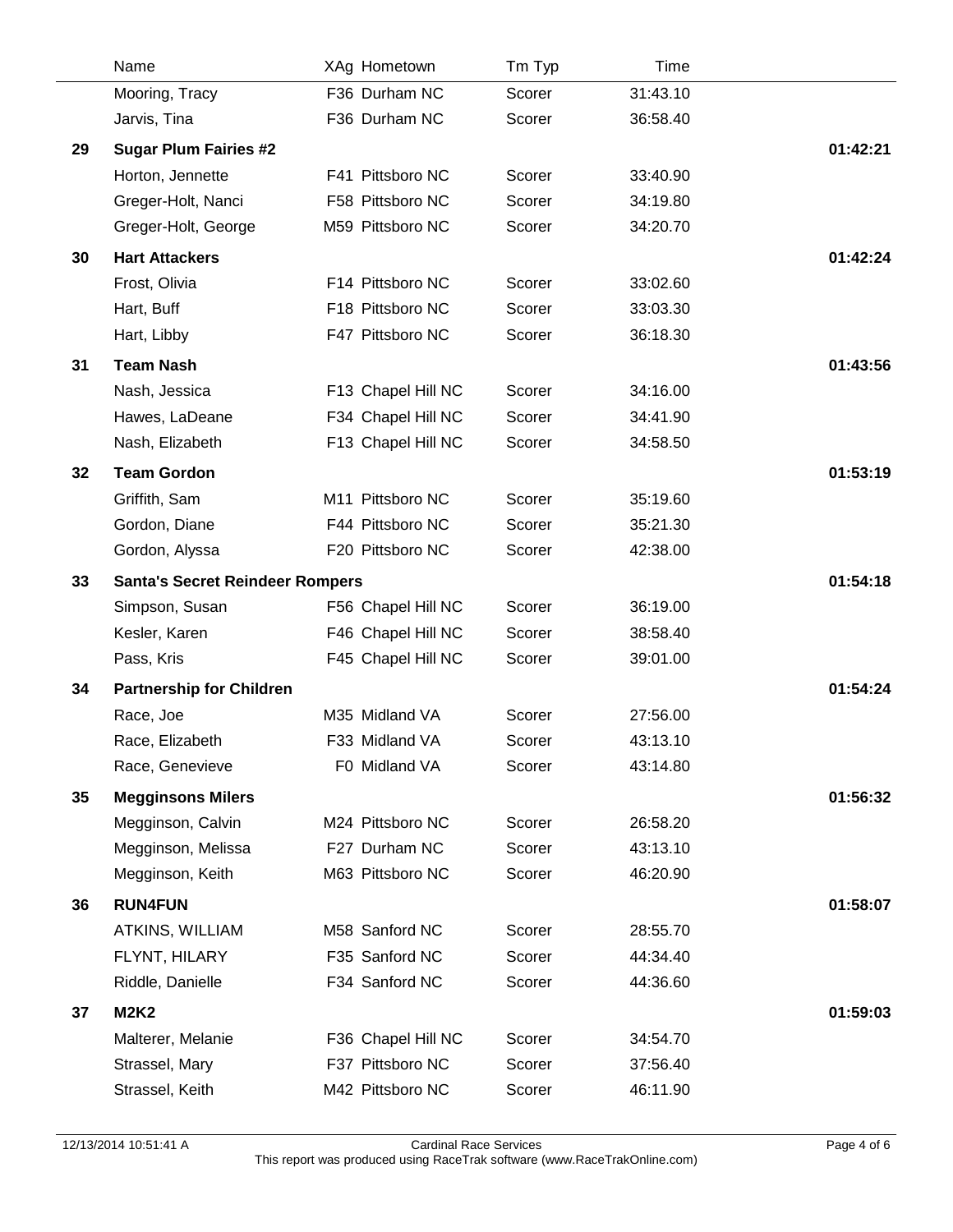| | Name | XAg | Hometown | Tm Typ | Time | |
|---|---|---|---|---|---|---|
| | Mooring, Tracy | F36 | Durham NC | Scorer | 31:43.10 | |
| | Jarvis, Tina | F36 | Durham NC | Scorer | 36:58.40 | |
| **29** | **Sugar Plum Fairies #2** | | | | | **01:42:21** |
| | Horton, Jennette | F41 | Pittsboro NC | Scorer | 33:40.90 | |
| | Greger-Holt, Nanci | F58 | Pittsboro NC | Scorer | 34:19.80 | |
| | Greger-Holt, George | M59 | Pittsboro NC | Scorer | 34:20.70 | |
| **30** | **Hart Attackers** | | | | | **01:42:24** |
| | Frost, Olivia | F14 | Pittsboro NC | Scorer | 33:02.60 | |
| | Hart, Buff | F18 | Pittsboro NC | Scorer | 33:03.30 | |
| | Hart, Libby | F47 | Pittsboro NC | Scorer | 36:18.30 | |
| **31** | **Team Nash** | | | | | **01:43:56** |
| | Nash, Jessica | F13 | Chapel Hill NC | Scorer | 34:16.00 | |
| | Hawes, LaDeane | F34 | Chapel Hill NC | Scorer | 34:41.90 | |
| | Nash, Elizabeth | F13 | Chapel Hill NC | Scorer | 34:58.50 | |
| **32** | **Team Gordon** | | | | | **01:53:19** |
| | Griffith, Sam | M11 | Pittsboro NC | Scorer | 35:19.60 | |
| | Gordon, Diane | F44 | Pittsboro NC | Scorer | 35:21.30 | |
| | Gordon, Alyssa | F20 | Pittsboro NC | Scorer | 42:38.00 | |
| **33** | **Santa's Secret Reindeer Rompers** | | | | | **01:54:18** |
| | Simpson, Susan | F56 | Chapel Hill NC | Scorer | 36:19.00 | |
| | Kesler, Karen | F46 | Chapel Hill NC | Scorer | 38:58.40 | |
| | Pass, Kris | F45 | Chapel Hill NC | Scorer | 39:01.00 | |
| **34** | **Partnership for Children** | | | | | **01:54:24** |
| | Race, Joe | M35 | Midland VA | Scorer | 27:56.00 | |
| | Race, Elizabeth | F33 | Midland VA | Scorer | 43:13.10 | |
| | Race, Genevieve | F0 | Midland VA | Scorer | 43:14.80 | |
| **35** | **Megginsons Milers** | | | | | **01:56:32** |
| | Megginson, Calvin | M24 | Pittsboro NC | Scorer | 26:58.20 | |
| | Megginson, Melissa | F27 | Durham NC | Scorer | 43:13.10 | |
| | Megginson, Keith | M63 | Pittsboro NC | Scorer | 46:20.90 | |
| **36** | **RUN4FUN** | | | | | **01:58:07** |
| | ATKINS, WILLIAM | M58 | Sanford NC | Scorer | 28:55.70 | |
| | FLYNT, HILARY | F35 | Sanford NC | Scorer | 44:34.40 | |
| | Riddle, Danielle | F34 | Sanford NC | Scorer | 44:36.60 | |
| **37** | **M2K2** | | | | | **01:59:03** |
| | Malterer, Melanie | F36 | Chapel Hill NC | Scorer | 34:54.70 | |
| | Strassel, Mary | F37 | Pittsboro NC | Scorer | 37:56.40 | |
| | Strassel, Keith | M42 | Pittsboro NC | Scorer | 46:11.90 | |

12/13/2014 10:51:41 A — Cardinal Race Services — This report was produced using RaceTrak software (www.RaceTrakOnline.com)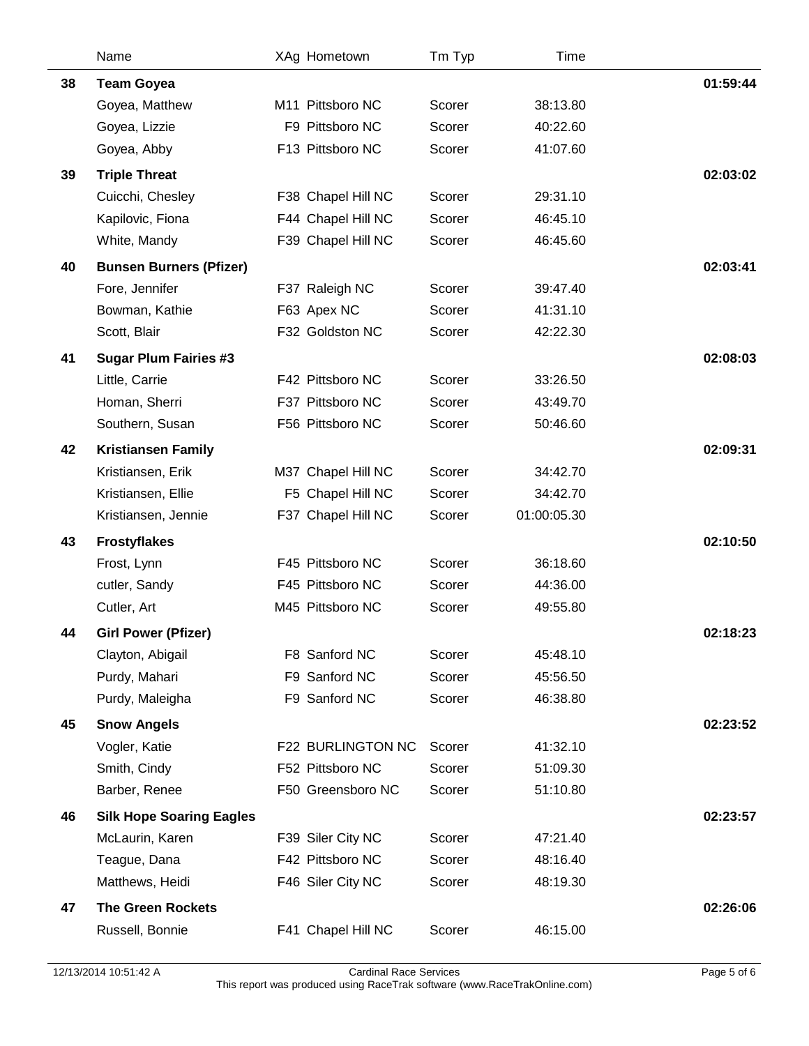| | Name | XAg | Hometown | Tm Typ | Time | |
|---|---|---|---|---|---|---|
| 38 | **Team Goyea** | | | | | **01:59:44** |
| | Goyea, Matthew | M11 | Pittsboro NC | Scorer | 38:13.80 | |
| | Goyea, Lizzie | F9 | Pittsboro NC | Scorer | 40:22.60 | |
| | Goyea, Abby | F13 | Pittsboro NC | Scorer | 41:07.60 | |
| 39 | **Triple Threat** | | | | | **02:03:02** |
| | Cuicchi, Chesley | F38 | Chapel Hill NC | Scorer | 29:31.10 | |
| | Kapilovic, Fiona | F44 | Chapel Hill NC | Scorer | 46:45.10 | |
| | White, Mandy | F39 | Chapel Hill NC | Scorer | 46:45.60 | |
| 40 | **Bunsen Burners (Pfizer)** | | | | | **02:03:41** |
| | Fore, Jennifer | F37 | Raleigh NC | Scorer | 39:47.40 | |
| | Bowman, Kathie | F63 | Apex NC | Scorer | 41:31.10 | |
| | Scott, Blair | F32 | Goldston NC | Scorer | 42:22.30 | |
| 41 | **Sugar Plum Fairies #3** | | | | | **02:08:03** |
| | Little, Carrie | F42 | Pittsboro NC | Scorer | 33:26.50 | |
| | Homan, Sherri | F37 | Pittsboro NC | Scorer | 43:49.70 | |
| | Southern, Susan | F56 | Pittsboro NC | Scorer | 50:46.60 | |
| 42 | **Kristiansen Family** | | | | | **02:09:31** |
| | Kristiansen, Erik | M37 | Chapel Hill NC | Scorer | 34:42.70 | |
| | Kristiansen, Ellie | F5 | Chapel Hill NC | Scorer | 34:42.70 | |
| | Kristiansen, Jennie | F37 | Chapel Hill NC | Scorer | 01:00:05.30 | |
| 43 | **Frostyflakes** | | | | | **02:10:50** |
| | Frost, Lynn | F45 | Pittsboro NC | Scorer | 36:18.60 | |
| | cutler, Sandy | F45 | Pittsboro NC | Scorer | 44:36.00 | |
| | Cutler, Art | M45 | Pittsboro NC | Scorer | 49:55.80 | |
| 44 | **Girl Power (Pfizer)** | | | | | **02:18:23** |
| | Clayton, Abigail | F8 | Sanford NC | Scorer | 45:48.10 | |
| | Purdy, Mahari | F9 | Sanford NC | Scorer | 45:56.50 | |
| | Purdy, Maleigha | F9 | Sanford NC | Scorer | 46:38.80 | |
| 45 | **Snow Angels** | | | | | **02:23:52** |
| | Vogler, Katie | F22 | BURLINGTON NC | Scorer | 41:32.10 | |
| | Smith, Cindy | F52 | Pittsboro NC | Scorer | 51:09.30 | |
| | Barber, Renee | F50 | Greensboro NC | Scorer | 51:10.80 | |
| 46 | **Silk Hope Soaring Eagles** | | | | | **02:23:57** |
| | McLaurin, Karen | F39 | Siler City NC | Scorer | 47:21.40 | |
| | Teague, Dana | F42 | Pittsboro NC | Scorer | 48:16.40 | |
| | Matthews, Heidi | F46 | Siler City NC | Scorer | 48:19.30 | |
| 47 | **The Green Rockets** | | | | | **02:26:06** |
| | Russell, Bonnie | F41 | Chapel Hill NC | Scorer | 46:15.00 | |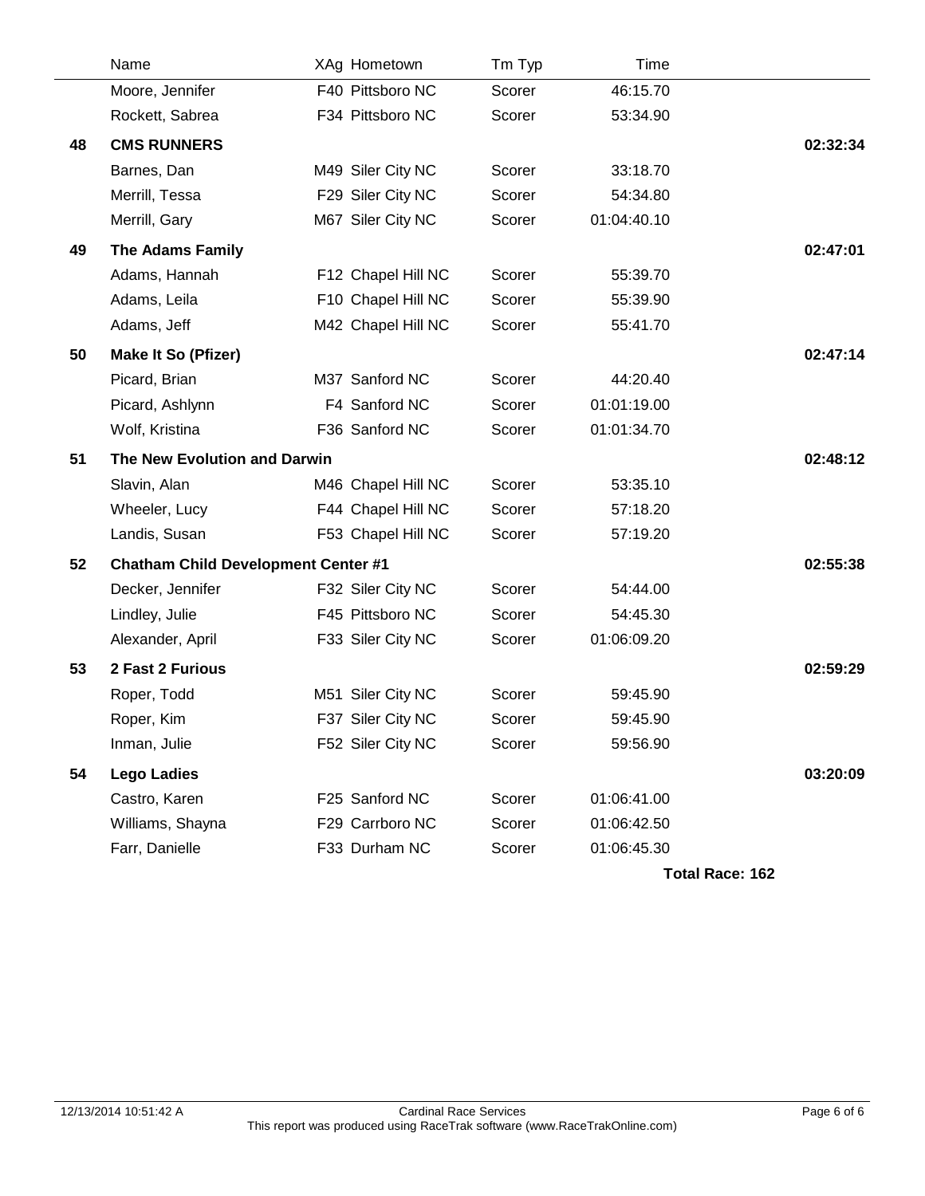| | Name | XAg | Hometown | Tm Typ | Time | |
|---|---|---|---|---|---|---|
| | Moore, Jennifer | F40 | Pittsboro NC | Scorer | 46:15.70 | |
| | Rockett, Sabrea | F34 | Pittsboro NC | Scorer | 53:34.90 | |
| **48** | **CMS RUNNERS** | | | | | **02:32:34** |
| | Barnes, Dan | M49 | Siler City NC | Scorer | 33:18.70 | |
| | Merrill, Tessa | F29 | Siler City NC | Scorer | 54:34.80 | |
| | Merrill, Gary | M67 | Siler City NC | Scorer | 01:04:40.10 | |
| **49** | **The Adams Family** | | | | | **02:47:01** |
| | Adams, Hannah | F12 | Chapel Hill NC | Scorer | 55:39.70 | |
| | Adams, Leila | F10 | Chapel Hill NC | Scorer | 55:39.90 | |
| | Adams, Jeff | M42 | Chapel Hill NC | Scorer | 55:41.70 | |
| **50** | **Make It So (Pfizer)** | | | | | **02:47:14** |
| | Picard, Brian | M37 | Sanford NC | Scorer | 44:20.40 | |
| | Picard, Ashlynn | F4 | Sanford NC | Scorer | 01:01:19.00 | |
| | Wolf, Kristina | F36 | Sanford NC | Scorer | 01:01:34.70 | |
| **51** | **The New Evolution and Darwin** | | | | | **02:48:12** |
| | Slavin, Alan | M46 | Chapel Hill NC | Scorer | 53:35.10 | |
| | Wheeler, Lucy | F44 | Chapel Hill NC | Scorer | 57:18.20 | |
| | Landis, Susan | F53 | Chapel Hill NC | Scorer | 57:19.20 | |
| **52** | **Chatham Child Development Center #1** | | | | | **02:55:38** |
| | Decker, Jennifer | F32 | Siler City NC | Scorer | 54:44.00 | |
| | Lindley, Julie | F45 | Pittsboro NC | Scorer | 54:45.30 | |
| | Alexander, April | F33 | Siler City NC | Scorer | 01:06:09.20 | |
| **53** | **2 Fast 2 Furious** | | | | | **02:59:29** |
| | Roper, Todd | M51 | Siler City NC | Scorer | 59:45.90 | |
| | Roper, Kim | F37 | Siler City NC | Scorer | 59:45.90 | |
| | Inman, Julie | F52 | Siler City NC | Scorer | 59:56.90 | |
| **54** | **Lego Ladies** | | | | | **03:20:09** |
| | Castro, Karen | F25 | Sanford NC | Scorer | 01:06:41.00 | |
| | Williams, Shayna | F29 | Carrboro NC | Scorer | 01:06:42.50 | |
| | Farr, Danielle | F33 | Durham NC | Scorer | 01:06:45.30 | |

**Total Race: 162**